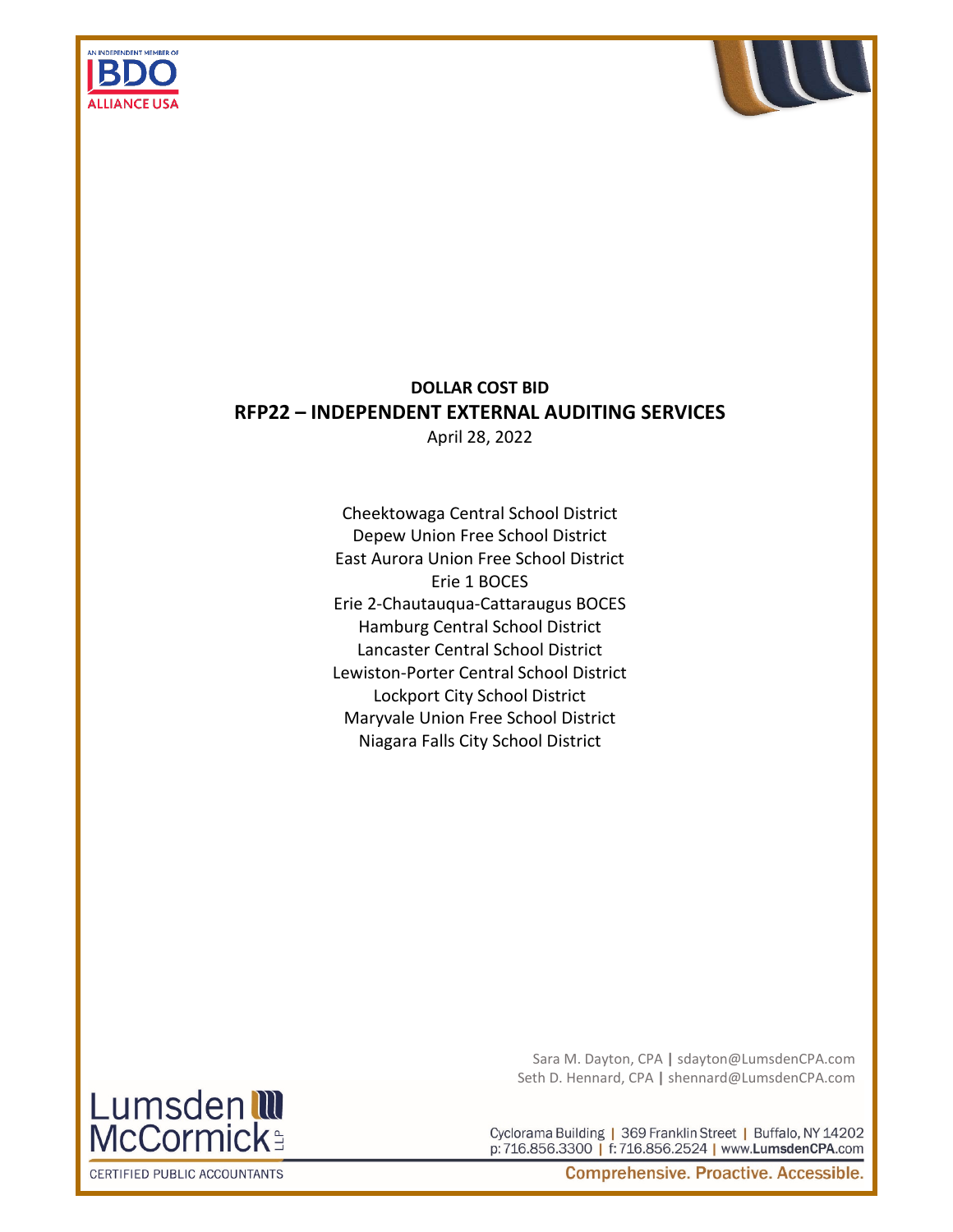AN INDEPENDENT MEMBER OF BDO ALLIANCE USA

# DOLLAR COST BID

## RFP22 – INDEPENDENT EXTERNAL AUDITING SERVICES

April 28, 2022

Cheektowaga Central School District
Depew Union Free School District
East Aurora Union Free School District
Erie 1 BOCES
Erie 2-Chautauqua-Cattaraugus BOCES
Hamburg Central School District
Lancaster Central School District
Lewiston-Porter Central School District
Lockport City School District
Maryvale Union Free School District
Niagara Falls City School District

Sara M. Dayton, CPA | sdayton@LumsdenCPA.com
Seth D. Hennard, CPA | shennard@LumsdenCPA.com

Lumsden McCormick LLP
CERTIFIED PUBLIC ACCOUNTANTS

Cyclorama Building | 369 Franklin Street | Buffalo, NY 14202
p: 716.856.3300 | f: 716.856.2524 | www.LumsdenCPA.com

Comprehensive. Proactive. Accessible.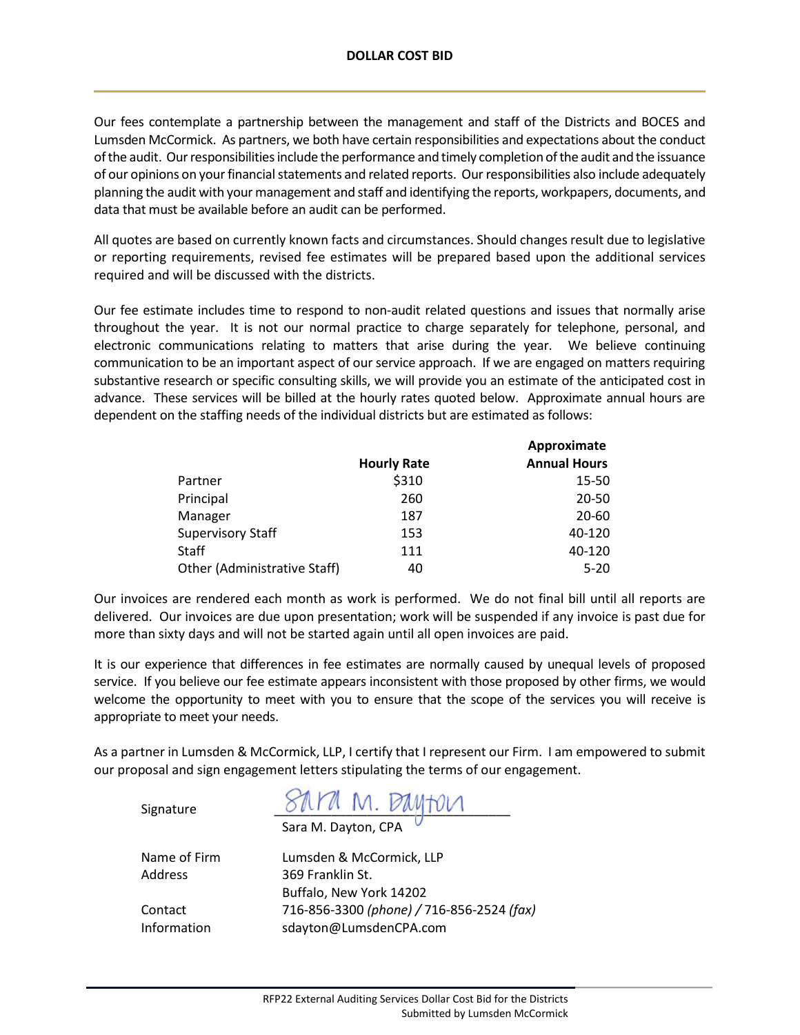## DOLLAR COST BID

Our fees contemplate a partnership between the management and staff of the Districts and BOCES and Lumsden McCormick. As partners, we both have certain responsibilities and expectations about the conduct of the audit. Our responsibilities include the performance and timely completion of the audit and the issuance of our opinions on your financial statements and related reports. Our responsibilities also include adequately planning the audit with your management and staff and identifying the reports, workpapers, documents, and data that must be available before an audit can be performed.

All quotes are based on currently known facts and circumstances. Should changes result due to legislative or reporting requirements, revised fee estimates will be prepared based upon the additional services required and will be discussed with the districts.

Our fee estimate includes time to respond to non-audit related questions and issues that normally arise throughout the year. It is not our normal practice to charge separately for telephone, personal, and electronic communications relating to matters that arise during the year. We believe continuing communication to be an important aspect of our service approach. If we are engaged on matters requiring substantive research or specific consulting skills, we will provide you an estimate of the anticipated cost in advance. These services will be billed at the hourly rates quoted below. Approximate annual hours are dependent on the staffing needs of the individual districts but are estimated as follows:

| | Hourly Rate | Approximate Annual Hours |
|---|---|---|
| Partner | $310 | 15-50 |
| Principal | 260 | 20-50 |
| Manager | 187 | 20-60 |
| Supervisory Staff | 153 | 40-120 |
| Staff | 111 | 40-120 |
| Other (Administrative Staff) | 40 | 5-20 |

Our invoices are rendered each month as work is performed. We do not final bill until all reports are delivered. Our invoices are due upon presentation; work will be suspended if any invoice is past due for more than sixty days and will not be started again until all open invoices are paid.

It is our experience that differences in fee estimates are normally caused by unequal levels of proposed service. If you believe our fee estimate appears inconsistent with those proposed by other firms, we would welcome the opportunity to meet with you to ensure that the scope of the services you will receive is appropriate to meet your needs.

As a partner in Lumsden & McCormick, LLP, I certify that I represent our Firm. I am empowered to submit our proposal and sign engagement letters stipulating the terms of our engagement.

Signature: *Sara M. Dayton*
Sara M. Dayton, CPA

Name of Firm: Lumsden & McCormick, LLP
Address: 369 Franklin St.
Buffalo, New York 14202
Contact Information: 716-856-3300 *(phone)* / 716-856-2524 *(fax)*
sdayton@LumsdenCPA.com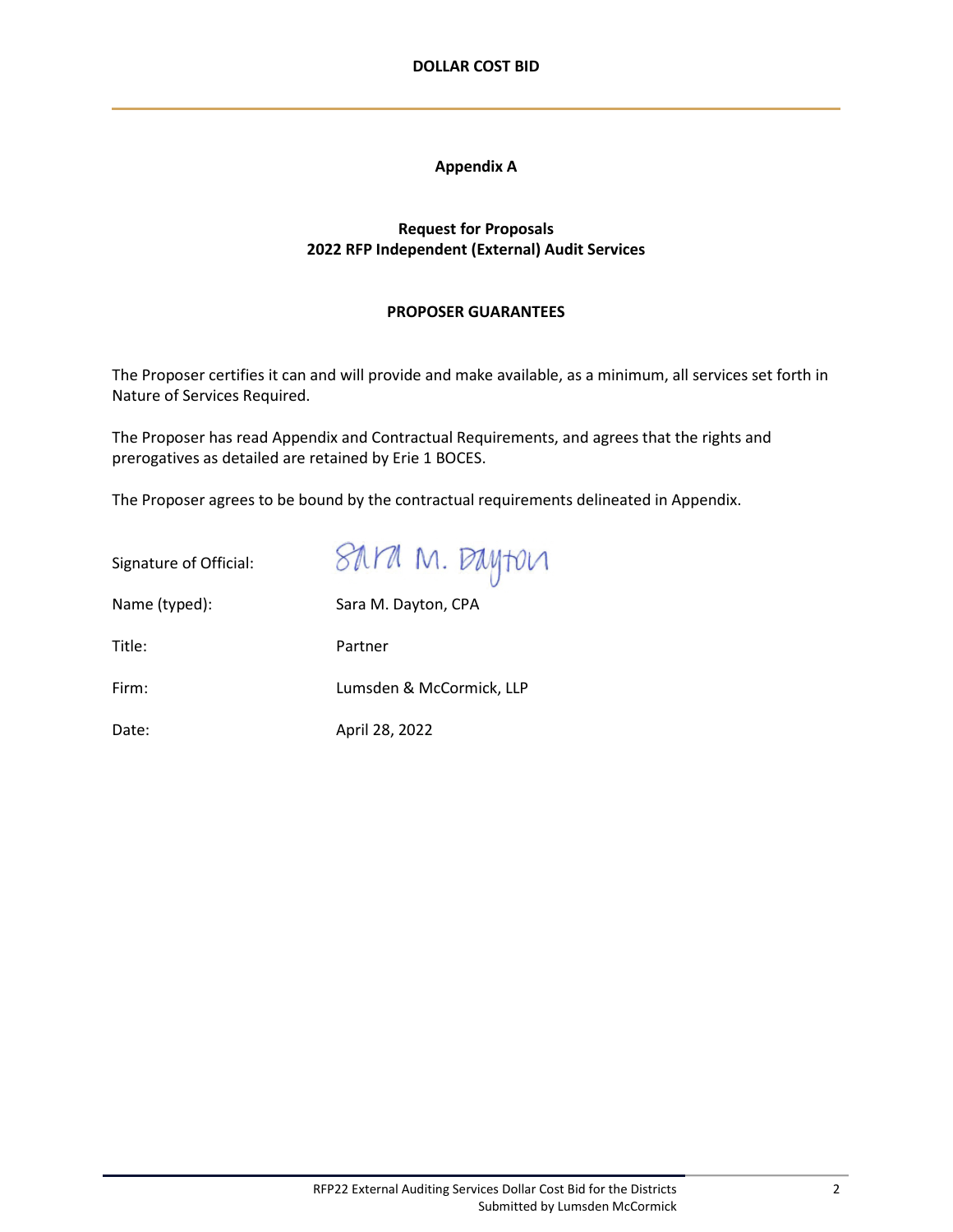# DOLLAR COST BID

## Appendix A

### Request for Proposals
### 2022 RFP Independent (External) Audit Services

### PROPOSER GUARANTEES

The Proposer certifies it can and will provide and make available, as a minimum, all services set forth in Nature of Services Required.

The Proposer has read Appendix and Contractual Requirements, and agrees that the rights and prerogatives as detailed are retained by Erie 1 BOCES.

The Proposer agrees to be bound by the contractual requirements delineated in Appendix.

| | |
|---|---|
| Signature of Official: | Sara M. Dayton |
| Name (typed): | Sara M. Dayton, CPA |
| Title: | Partner |
| Firm: | Lumsden & McCormick, LLP |
| Date: | April 28, 2022 |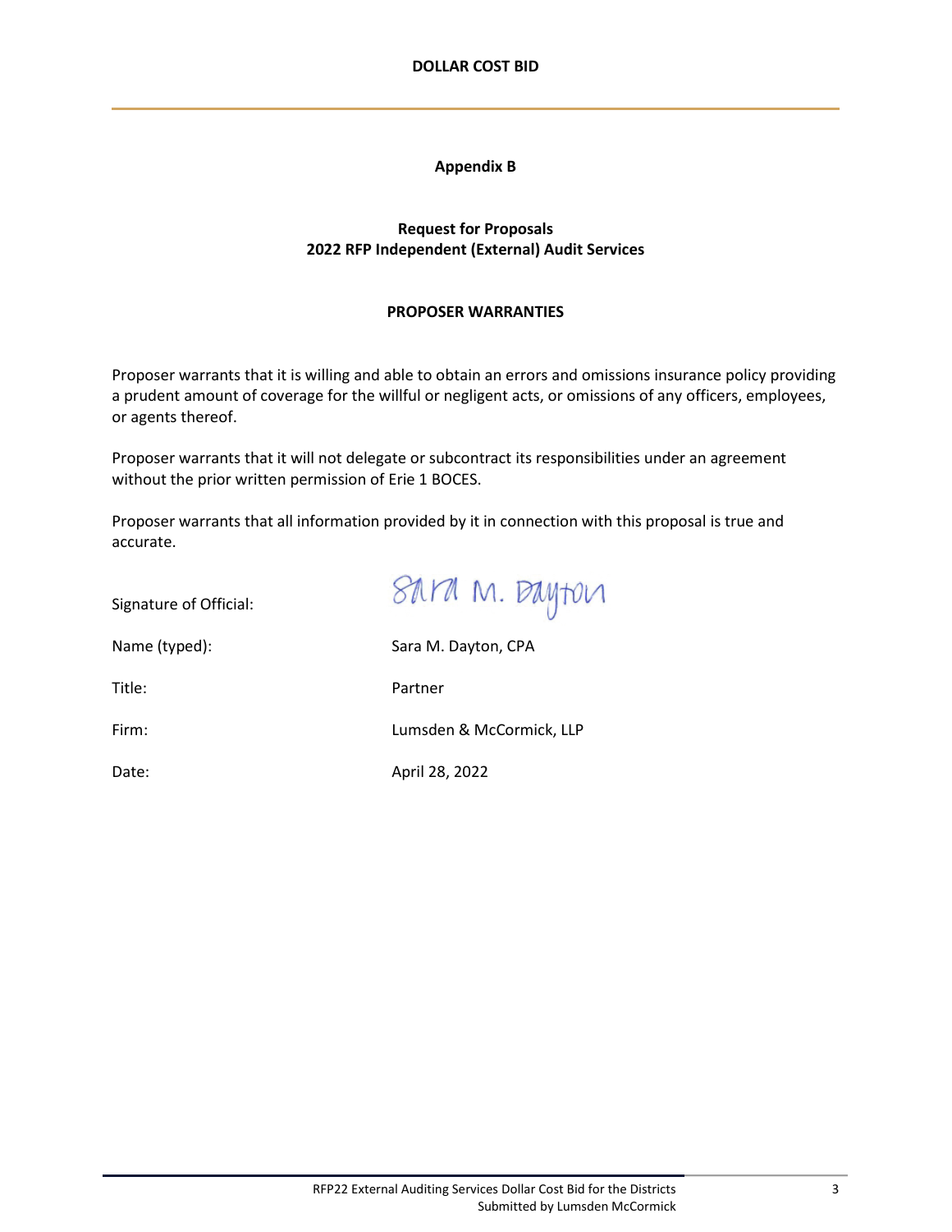**Appendix B**

**Request for Proposals**
**2022 RFP Independent (External) Audit Services**

**PROPOSER WARRANTIES**

Proposer warrants that it is willing and able to obtain an errors and omissions insurance policy providing a prudent amount of coverage for the willful or negligent acts, or omissions of any officers, employees, or agents thereof.

Proposer warrants that it will not delegate or subcontract its responsibilities under an agreement without the prior written permission of Erie 1 BOCES.

Proposer warrants that all information provided by it in connection with this proposal is true and accurate.

| | |
|---|---|
| Signature of Official: | Sara M. Dayton |
| Name (typed): | Sara M. Dayton, CPA |
| Title: | Partner |
| Firm: | Lumsden & McCormick, LLP |
| Date: | April 28, 2022 |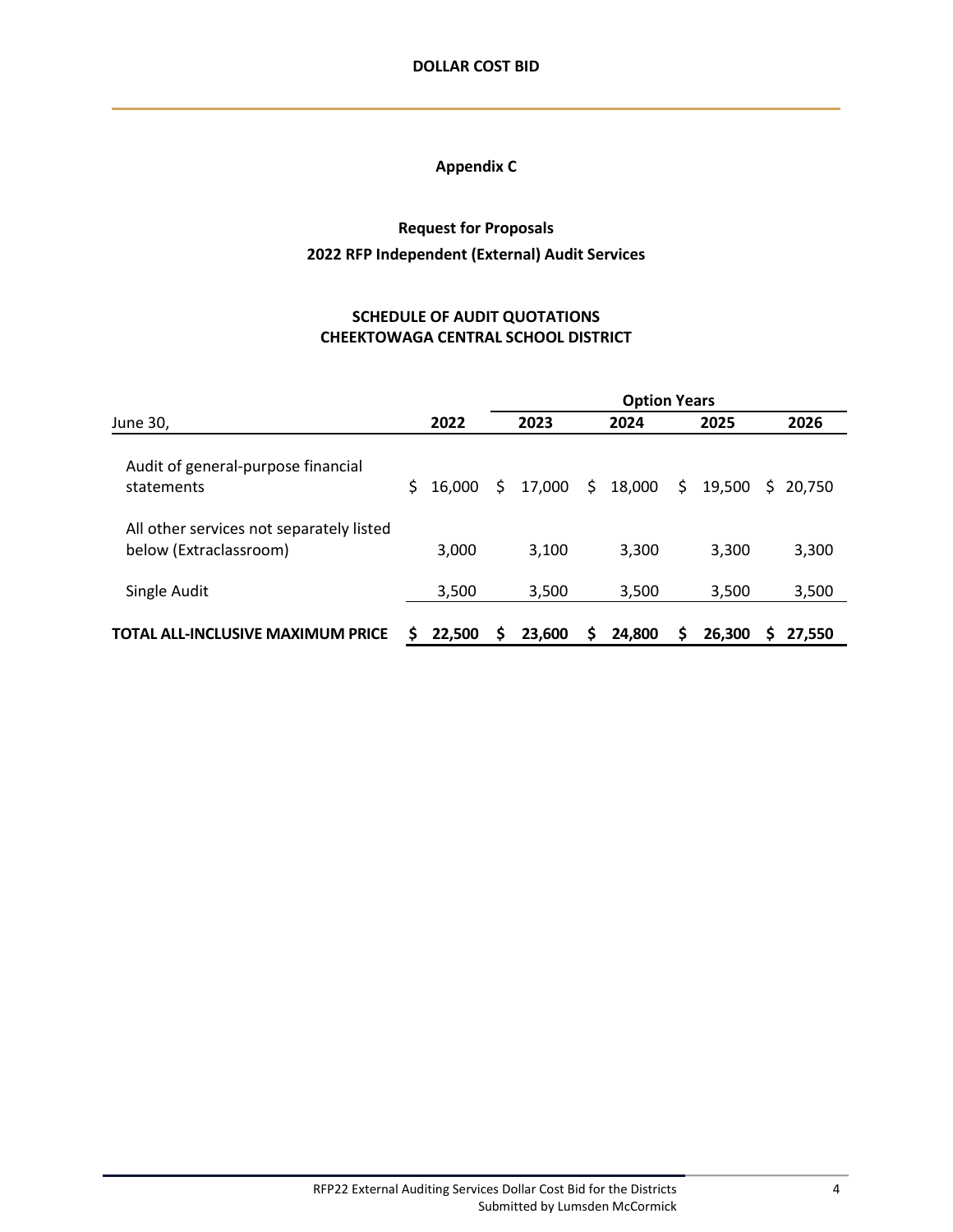**DOLLAR COST BID**

## Appendix C

### Request for Proposals

### 2022 RFP Independent (External) Audit Services

### SCHEDULE OF AUDIT QUOTATIONS
### CHEEKTOWAGA CENTRAL SCHOOL DISTRICT

| | | Option Years | | | |
|---|---|---|---|---|---|
| June 30, | 2022 | 2023 | 2024 | 2025 | 2026 |
| Audit of general-purpose financial statements | $ 16,000 | $ 17,000 | $ 18,000 | $ 19,500 | $ 20,750 |
| All other services not separately listed below (Extraclassroom) | 3,000 | 3,100 | 3,300 | 3,300 | 3,300 |
| Single Audit | 3,500 | 3,500 | 3,500 | 3,500 | 3,500 |
| **TOTAL ALL-INCLUSIVE MAXIMUM PRICE** | **$ 22,500** | **$ 23,600** | **$ 24,800** | **$ 26,300** | **$ 27,550** |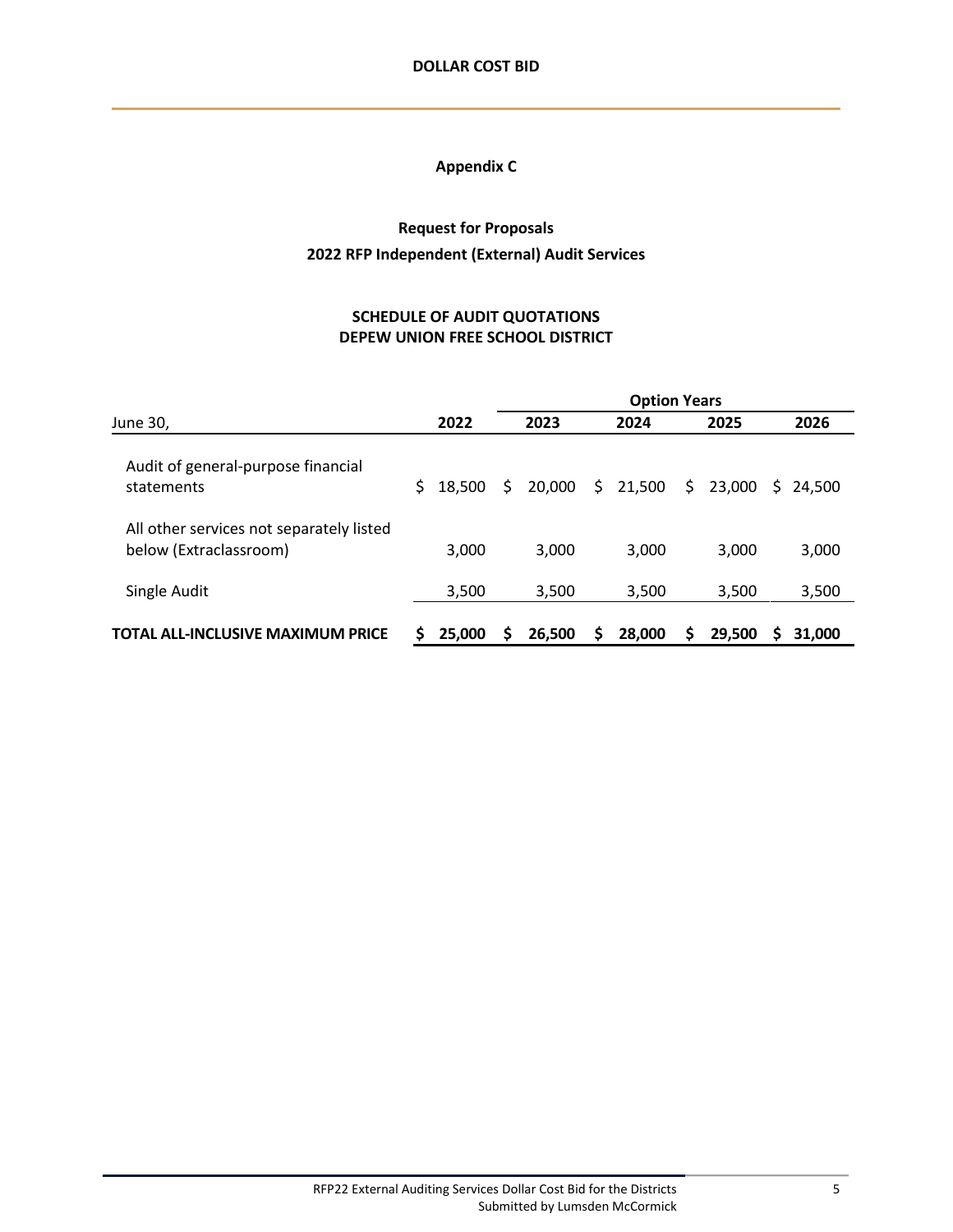**DOLLAR COST BID**

**Appendix C**

**Request for Proposals**

**2022 RFP Independent (External) Audit Services**

**SCHEDULE OF AUDIT QUOTATIONS**
**DEPEW UNION FREE SCHOOL DISTRICT**

| | | Option Years | | | |
|---|---|---|---|---|---|
| June 30, | 2022 | 2023 | 2024 | 2025 | 2026 |
| Audit of general-purpose financial statements | $ 18,500 | $ 20,000 | $ 21,500 | $ 23,000 | $ 24,500 |
| All other services not separately listed below (Extraclassroom) | 3,000 | 3,000 | 3,000 | 3,000 | 3,000 |
| Single Audit | 3,500 | 3,500 | 3,500 | 3,500 | 3,500 |
| **TOTAL ALL-INCLUSIVE MAXIMUM PRICE** | **$ 25,000** | **$ 26,500** | **$ 28,000** | **$ 29,500** | **$ 31,000** |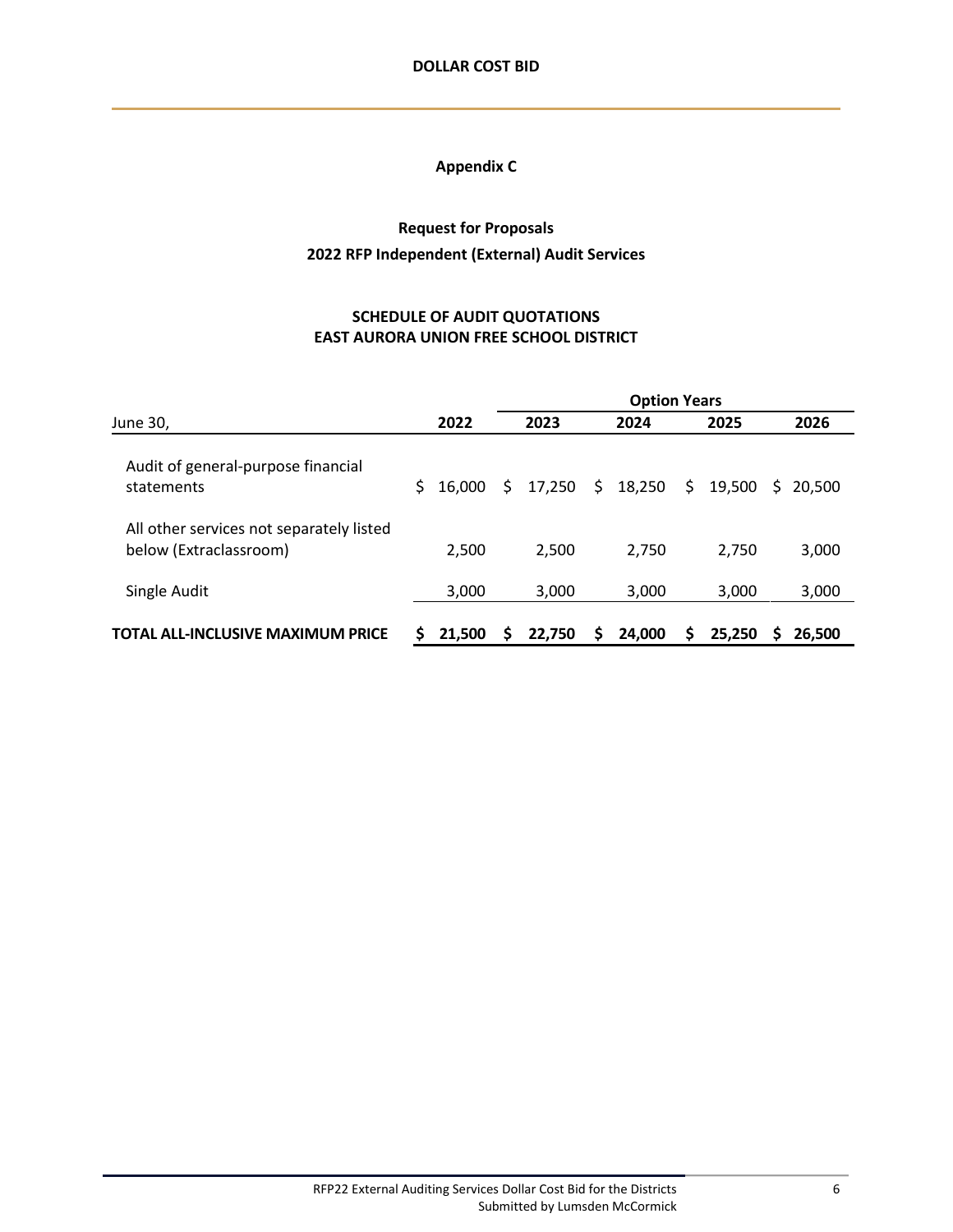**DOLLAR COST BID**

**Appendix C**

**Request for Proposals**

**2022 RFP Independent (External) Audit Services**

**SCHEDULE OF AUDIT QUOTATIONS**
**EAST AURORA UNION FREE SCHOOL DISTRICT**

| | | Option Years | | | |
|---|---|---|---|---|---|
| June 30, | 2022 | 2023 | 2024 | 2025 | 2026 |
| Audit of general-purpose financial statements | $ 16,000 | $ 17,250 | $ 18,250 | $ 19,500 | $ 20,500 |
| All other services not separately listed below (Extraclassroom) | 2,500 | 2,500 | 2,750 | 2,750 | 3,000 |
| Single Audit | 3,000 | 3,000 | 3,000 | 3,000 | 3,000 |
| **TOTAL ALL-INCLUSIVE MAXIMUM PRICE** | **$ 21,500** | **$ 22,750** | **$ 24,000** | **$ 25,250** | **$ 26,500** |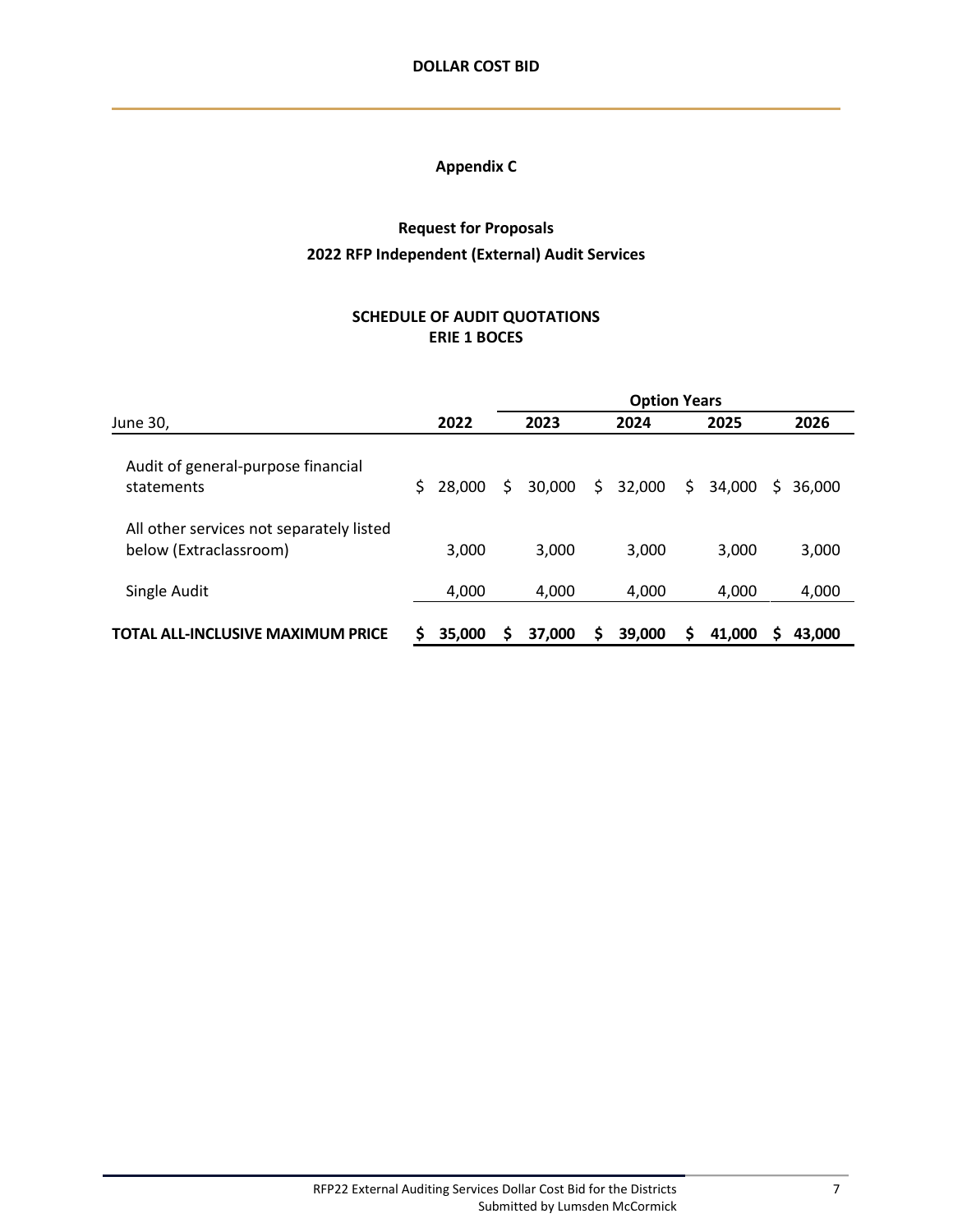**DOLLAR COST BID**

## Appendix C

### Request for Proposals

### 2022 RFP Independent (External) Audit Services

#### SCHEDULE OF AUDIT QUOTATIONS
#### ERIE 1 BOCES

| | | Option Years | | | |
|---|---|---|---|---|---|
| June 30, | 2022 | 2023 | 2024 | 2025 | 2026 |
| Audit of general-purpose financial statements | $ 28,000 | $ 30,000 | $ 32,000 | $ 34,000 | $ 36,000 |
| All other services not separately listed below (Extraclassroom) | 3,000 | 3,000 | 3,000 | 3,000 | 3,000 |
| Single Audit | 4,000 | 4,000 | 4,000 | 4,000 | 4,000 |
| **TOTAL ALL-INCLUSIVE MAXIMUM PRICE** | **$ 35,000** | **$ 37,000** | **$ 39,000** | **$ 41,000** | **$ 43,000** |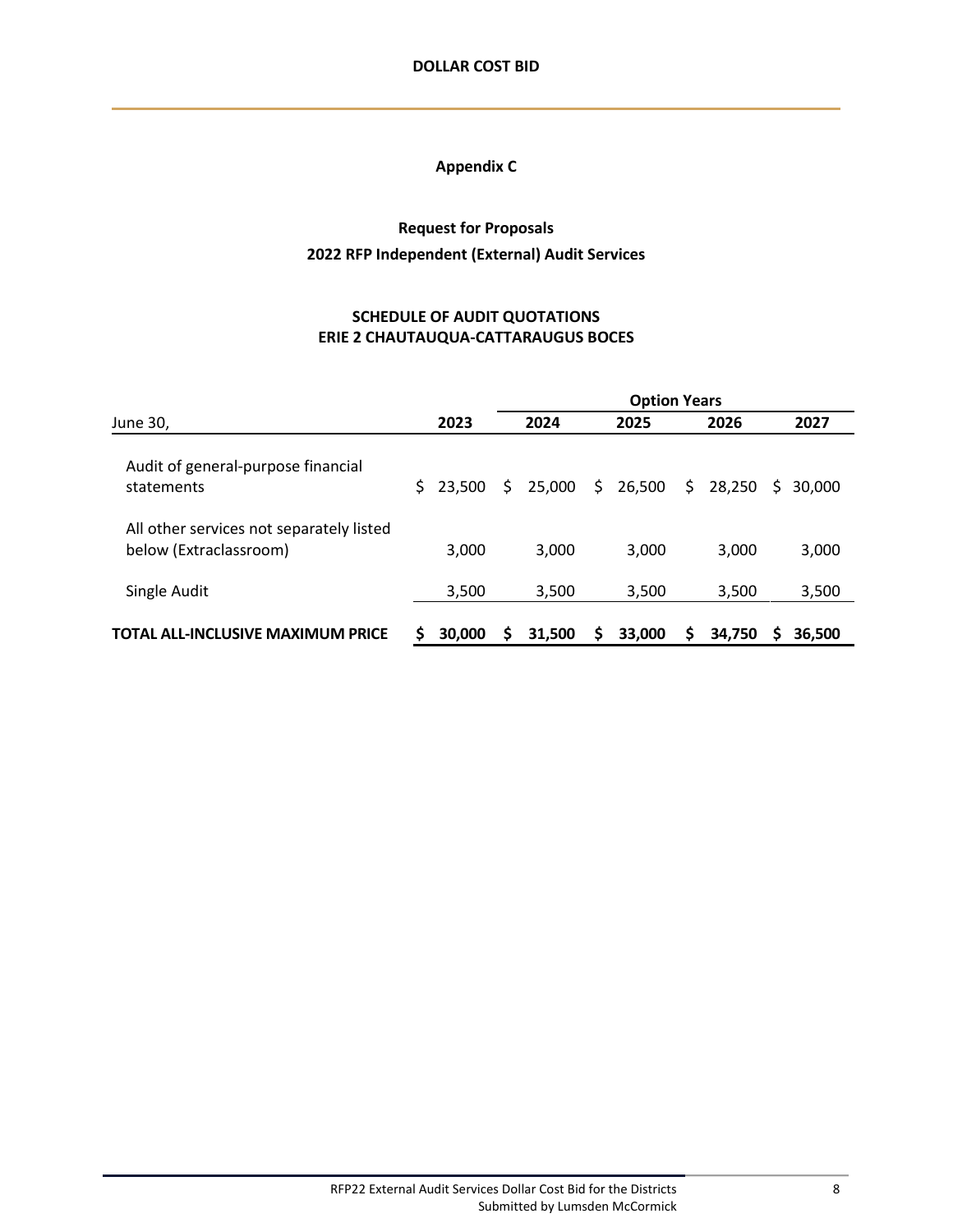**DOLLAR COST BID**

## Appendix C

### Request for Proposals

### 2022 RFP Independent (External) Audit Services

### SCHEDULE OF AUDIT QUOTATIONS
### ERIE 2 CHAUTAUQUA-CATTARAUGUS BOCES

| | | Option Years | | | |
|---|---|---|---|---|---|
| June 30, | 2023 | 2024 | 2025 | 2026 | 2027 |
| Audit of general-purpose financial statements | $ 23,500 | $ 25,000 | $ 26,500 | $ 28,250 | $ 30,000 |
| All other services not separately listed below (Extraclassroom) | 3,000 | 3,000 | 3,000 | 3,000 | 3,000 |
| Single Audit | 3,500 | 3,500 | 3,500 | 3,500 | 3,500 |
| **TOTAL ALL-INCLUSIVE MAXIMUM PRICE** | **$ 30,000** | **$ 31,500** | **$ 33,000** | **$ 34,750** | **$ 36,500** |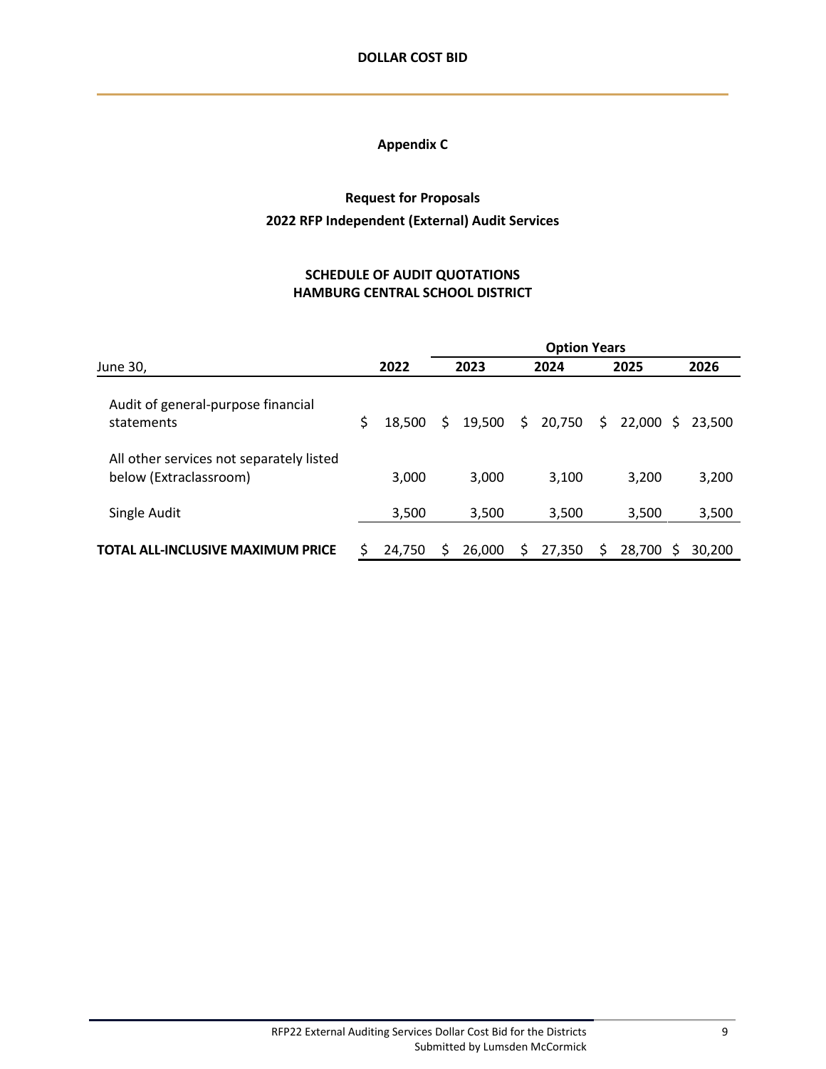**DOLLAR COST BID**

**Appendix C**

**Request for Proposals**

**2022 RFP Independent (External) Audit Services**

**SCHEDULE OF AUDIT QUOTATIONS**
**HAMBURG CENTRAL SCHOOL DISTRICT**

| | | Option Years | | | |
|---|---|---|---|---|---|
| June 30, | 2022 | 2023 | 2024 | 2025 | 2026 |
| Audit of general-purpose financial statements | $ 18,500 | $ 19,500 | $ 20,750 | $ 22,000 | $ 23,500 |
| All other services not separately listed below (Extraclassroom) | 3,000 | 3,000 | 3,100 | 3,200 | 3,200 |
| Single Audit | 3,500 | 3,500 | 3,500 | 3,500 | 3,500 |
| **TOTAL ALL-INCLUSIVE MAXIMUM PRICE** | $ 24,750 | $ 26,000 | $ 27,350 | $ 28,700 | $ 30,200 |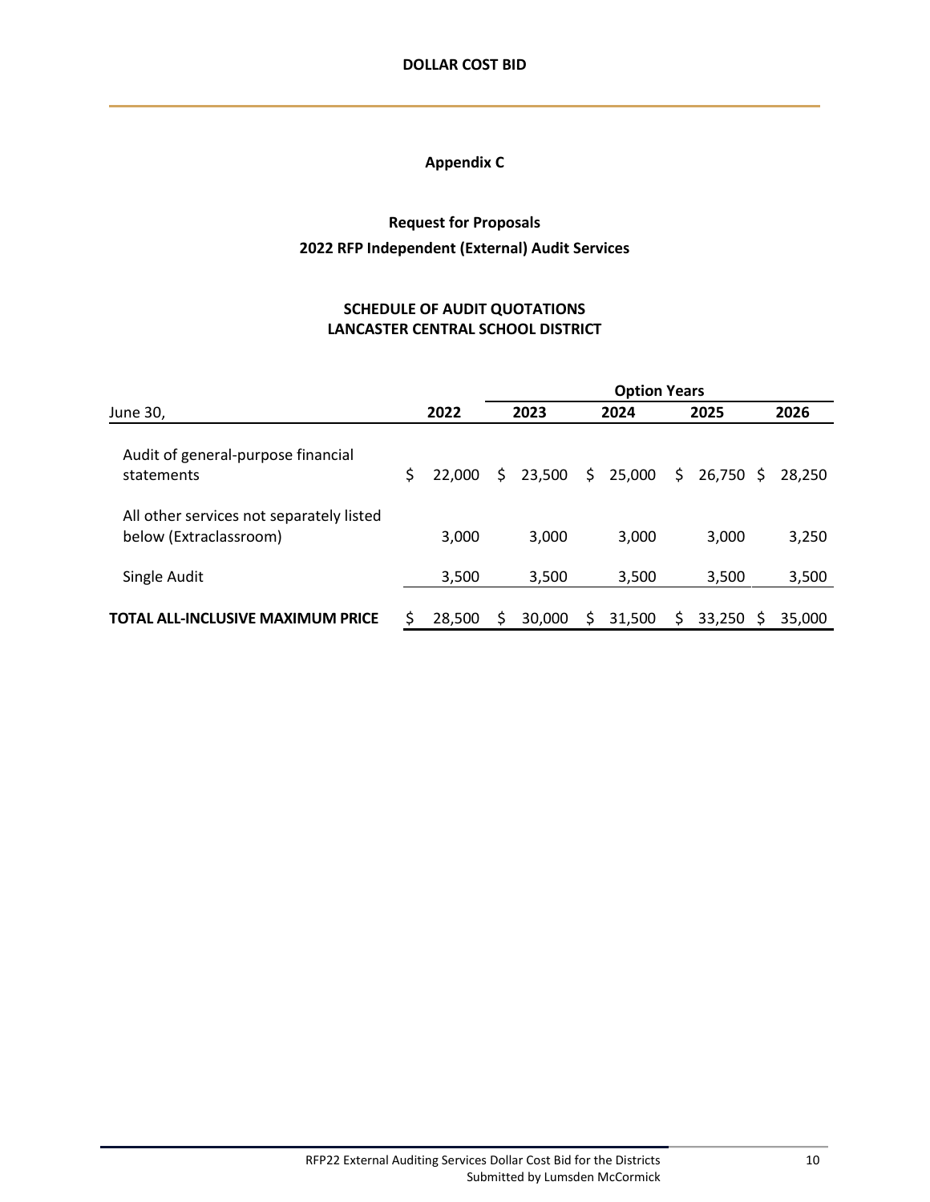**DOLLAR COST BID**

**Appendix C**

**Request for Proposals**

**2022 RFP Independent (External) Audit Services**

**SCHEDULE OF AUDIT QUOTATIONS**
**LANCASTER CENTRAL SCHOOL DISTRICT**

| | | Option Years | | | |
|---|---|---|---|---|---|
| June 30, | 2022 | 2023 | 2024 | 2025 | 2026 |
| Audit of general-purpose financial statements | $ 22,000 | $ 23,500 | $ 25,000 | $ 26,750 | $ 28,250 |
| All other services not separately listed below (Extraclassroom) | 3,000 | 3,000 | 3,000 | 3,000 | 3,250 |
| Single Audit | 3,500 | 3,500 | 3,500 | 3,500 | 3,500 |
| **TOTAL ALL-INCLUSIVE MAXIMUM PRICE** | $ 28,500 | $ 30,000 | $ 31,500 | $ 33,250 | $ 35,000 |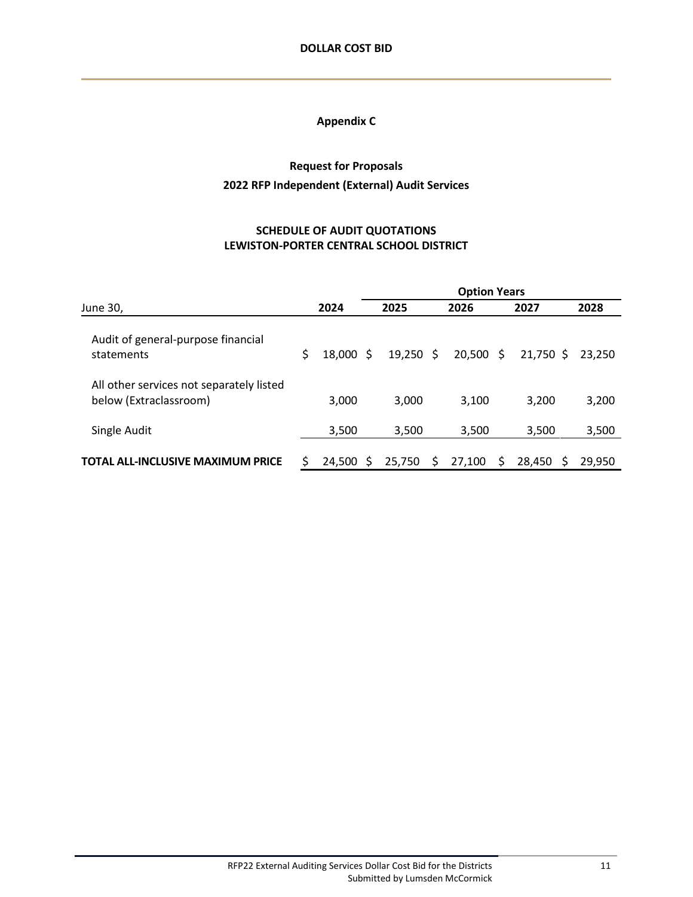## Appendix C

### Request for Proposals

### 2022 RFP Independent (External) Audit Services

**SCHEDULE OF AUDIT QUOTATIONS**
**LEWISTON-PORTER CENTRAL SCHOOL DISTRICT**

| | | Option Years | | | |
|---|---|---|---|---|---|
| June 30, | 2024 | 2025 | 2026 | 2027 | 2028 |
| Audit of general-purpose financial statements | $ 18,000 | $ 19,250 | $ 20,500 | $ 21,750 | $ 23,250 |
| All other services not separately listed below (Extraclassroom) | 3,000 | 3,000 | 3,100 | 3,200 | 3,200 |
| Single Audit | 3,500 | 3,500 | 3,500 | 3,500 | 3,500 |
| **TOTAL ALL-INCLUSIVE MAXIMUM PRICE** | $ 24,500 | $ 25,750 | $ 27,100 | $ 28,450 | $ 29,950 |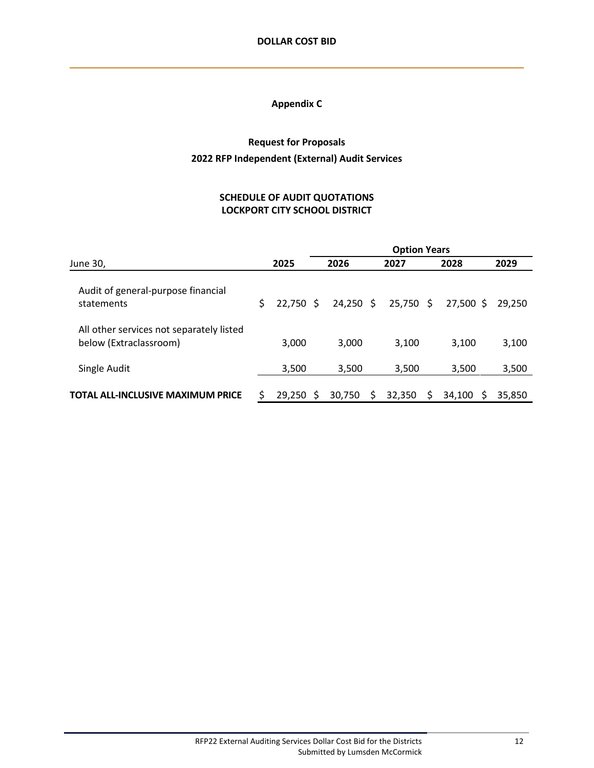# DOLLAR COST BID

## Appendix C

### Request for Proposals

### 2022 RFP Independent (External) Audit Services

### SCHEDULE OF AUDIT QUOTATIONS
### LOCKPORT CITY SCHOOL DISTRICT

| | | Option Years | | | |
|---|---|---|---|---|---|
| June 30, | 2025 | 2026 | 2027 | 2028 | 2029 |
| Audit of general-purpose financial statements | $ 22,750 | $ 24,250 | $ 25,750 | $ 27,500 | $ 29,250 |
| All other services not separately listed below (Extraclassroom) | 3,000 | 3,000 | 3,100 | 3,100 | 3,100 |
| Single Audit | 3,500 | 3,500 | 3,500 | 3,500 | 3,500 |
| **TOTAL ALL-INCLUSIVE MAXIMUM PRICE** | $ 29,250 | $ 30,750 | $ 32,350 | $ 34,100 | $ 35,850 |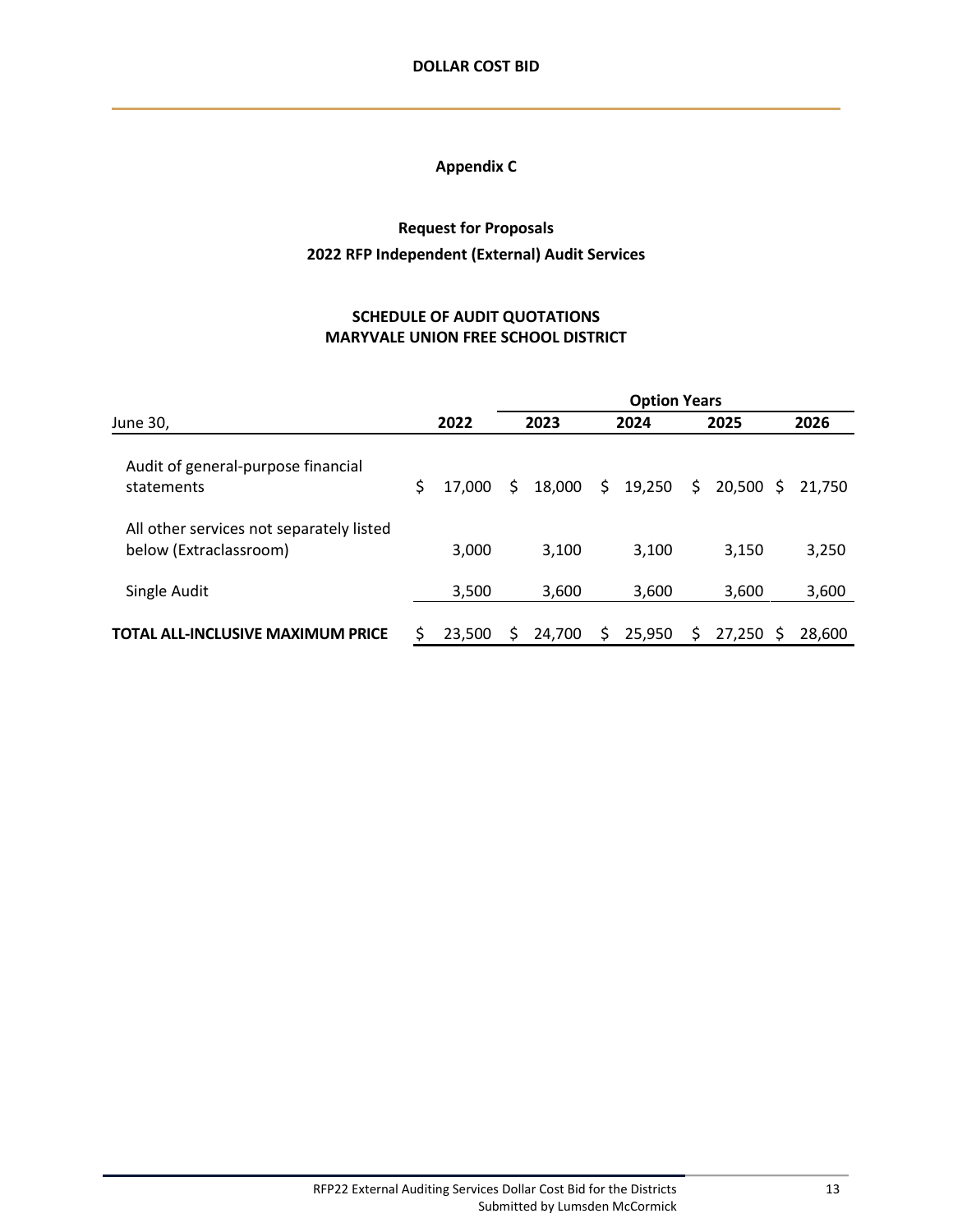**DOLLAR COST BID**

## Appendix C

### Request for Proposals

### 2022 RFP Independent (External) Audit Services

**SCHEDULE OF AUDIT QUOTATIONS**
**MARYVALE UNION FREE SCHOOL DISTRICT**

| | | Option Years | | | |
|---|---|---|---|---|---|
| June 30, | 2022 | 2023 | 2024 | 2025 | 2026 |
| Audit of general-purpose financial statements | $ 17,000 | $ 18,000 | $ 19,250 | $ 20,500 | $ 21,750 |
| All other services not separately listed below (Extraclassroom) | 3,000 | 3,100 | 3,100 | 3,150 | 3,250 |
| Single Audit | 3,500 | 3,600 | 3,600 | 3,600 | 3,600 |
| **TOTAL ALL-INCLUSIVE MAXIMUM PRICE** | $ 23,500 | $ 24,700 | $ 25,950 | $ 27,250 | $ 28,600 |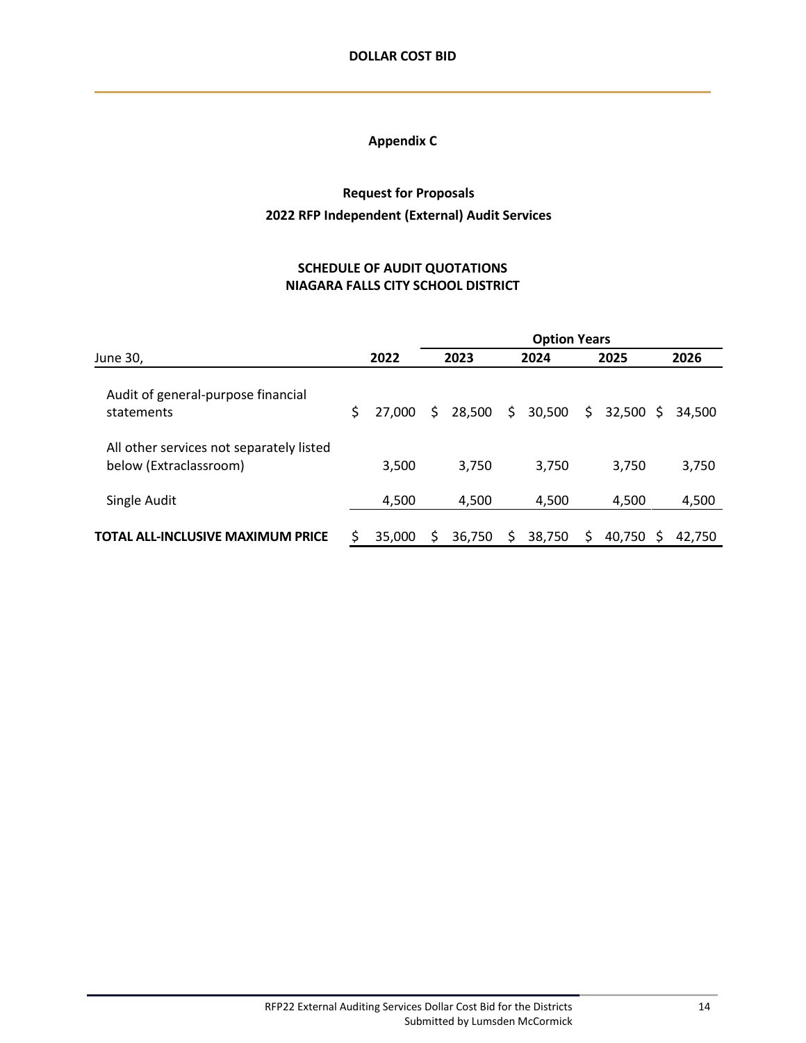**DOLLAR COST BID**

## Appendix C

### Request for Proposals

### 2022 RFP Independent (External) Audit Services

**SCHEDULE OF AUDIT QUOTATIONS**
**NIAGARA FALLS CITY SCHOOL DISTRICT**

| | | Option Years | | | |
|---|---|---|---|---|---|
| June 30, | 2022 | 2023 | 2024 | 2025 | 2026 |
| Audit of general-purpose financial statements | $ 27,000 | $ 28,500 | $ 30,500 | $ 32,500 | $ 34,500 |
| All other services not separately listed below (Extraclassroom) | 3,500 | 3,750 | 3,750 | 3,750 | 3,750 |
| Single Audit | 4,500 | 4,500 | 4,500 | 4,500 | 4,500 |
| **TOTAL ALL-INCLUSIVE MAXIMUM PRICE** | $ 35,000 | $ 36,750 | $ 38,750 | $ 40,750 | $ 42,750 |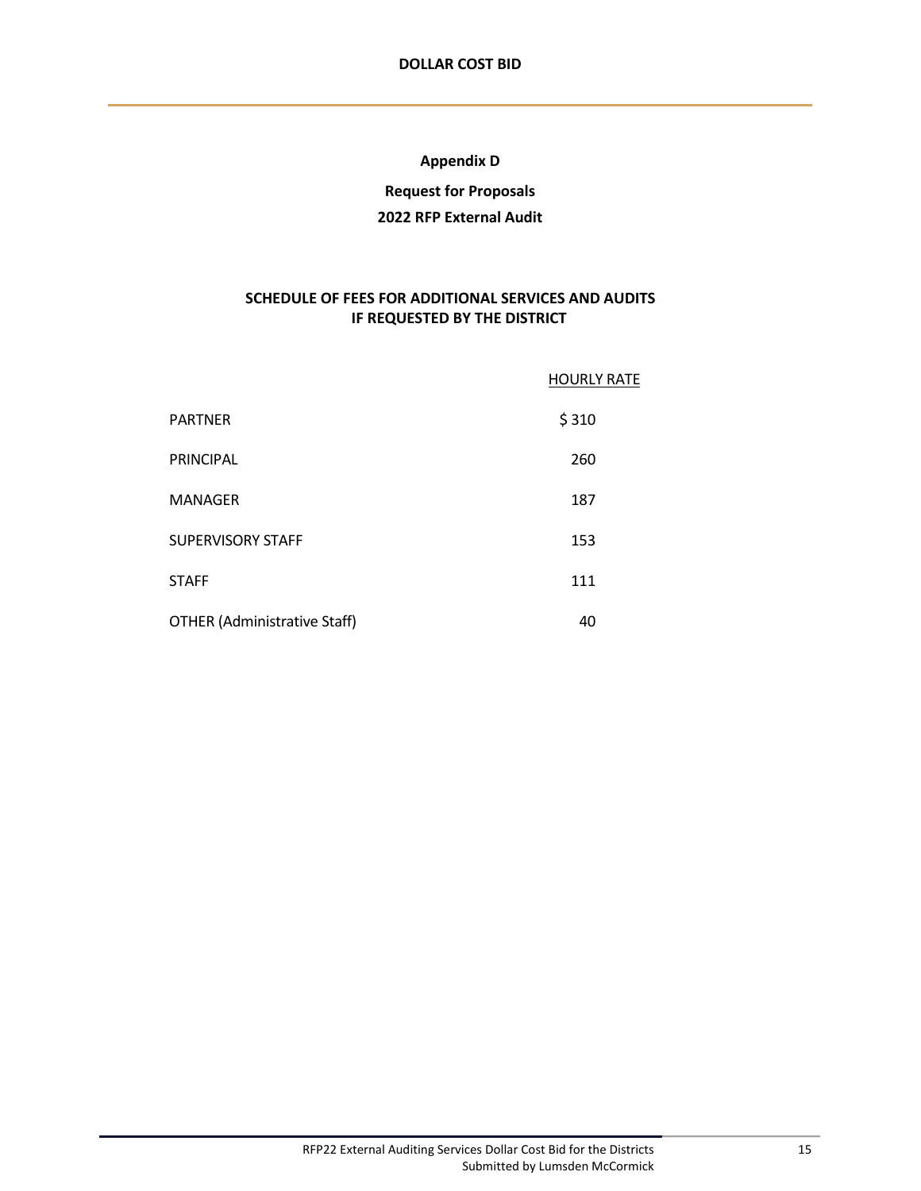## Appendix D

### Request for Proposals

### 2022 RFP External Audit

### SCHEDULE OF FEES FOR ADDITIONAL SERVICES AND AUDITS IF REQUESTED BY THE DISTRICT

| | HOURLY RATE |
|---|---|
| PARTNER | $ 310 |
| PRINCIPAL | 260 |
| MANAGER | 187 |
| SUPERVISORY STAFF | 153 |
| STAFF | 111 |
| OTHER (Administrative Staff) | 40 |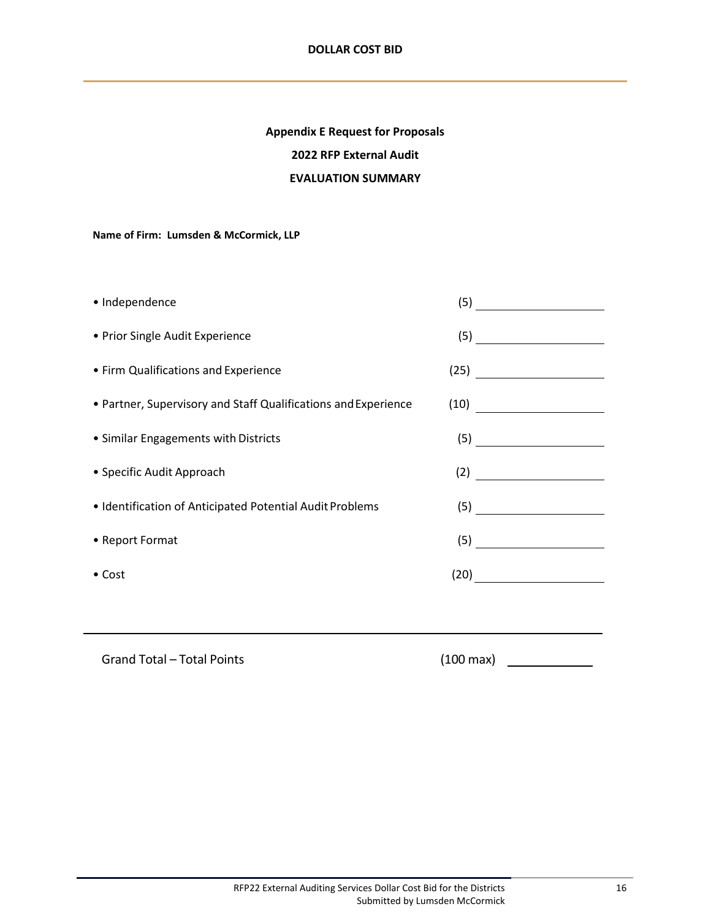**Appendix E Request for Proposals**

**2022 RFP External Audit**

**EVALUATION SUMMARY**

**Name of Firm: Lumsden & McCormick, LLP**

| | | |
|---|---|---|
| • Independence | (5) | |
| • Prior Single Audit Experience | (5) | |
| • Firm Qualifications and Experience | (25) | |
| • Partner, Supervisory and Staff Qualifications and Experience | (10) | |
| • Similar Engagements with Districts | (5) | |
| • Specific Audit Approach | (2) | |
| • Identification of Anticipated Potential Audit Problems | (5) | |
| • Report Format | (5) | |
| • Cost | (20) | |
| Grand Total – Total Points | (100 max) | |